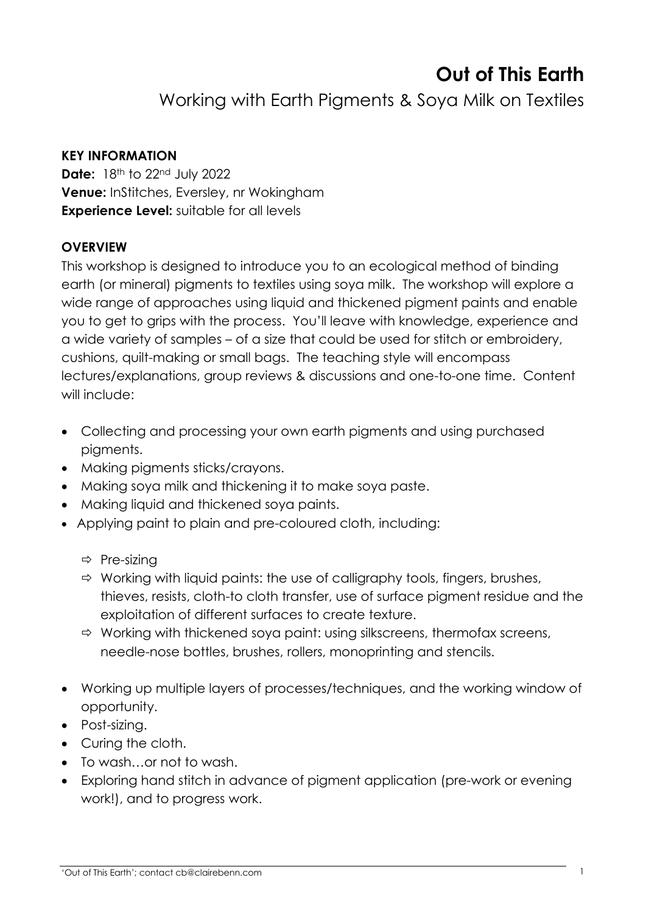# Out of This Earth

## Working with Earth Pigments & Soya Milk on Textiles

**KEY INFORMATION**

**Date:** 18th to 22nd July 2022
**Venue:** InStitches, Eversley, nr Wokingham
**Experience Level:** suitable for all levels

**OVERVIEW**

This workshop is designed to introduce you to an ecological method of binding earth (or mineral) pigments to textiles using soya milk. The workshop will explore a wide range of approaches using liquid and thickened pigment paints and enable you to get to grips with the process. You'll leave with knowledge, experience and a wide variety of samples – of a size that could be used for stitch or embroidery, cushions, quilt-making or small bags. The teaching style will encompass lectures/explanations, group reviews & discussions and one-to-one time. Content will include:

- Collecting and processing your own earth pigments and using purchased pigments.
- Making pigments sticks/crayons.
- Making soya milk and thickening it to make soya paste.
- Making liquid and thickened soya paints.
- Applying paint to plain and pre-coloured cloth, including:
  - ⇨ Pre-sizing
  - ⇨ Working with liquid paints: the use of calligraphy tools, fingers, brushes, thieves, resists, cloth-to cloth transfer, use of surface pigment residue and the exploitation of different surfaces to create texture.
  - ⇨ Working with thickened soya paint: using silkscreens, thermofax screens, needle-nose bottles, brushes, rollers, monoprinting and stencils.
- Working up multiple layers of processes/techniques, and the working window of opportunity.
- Post-sizing.
- Curing the cloth.
- To wash…or not to wash.
- Exploring hand stitch in advance of pigment application (pre-work or evening work!), and to progress work.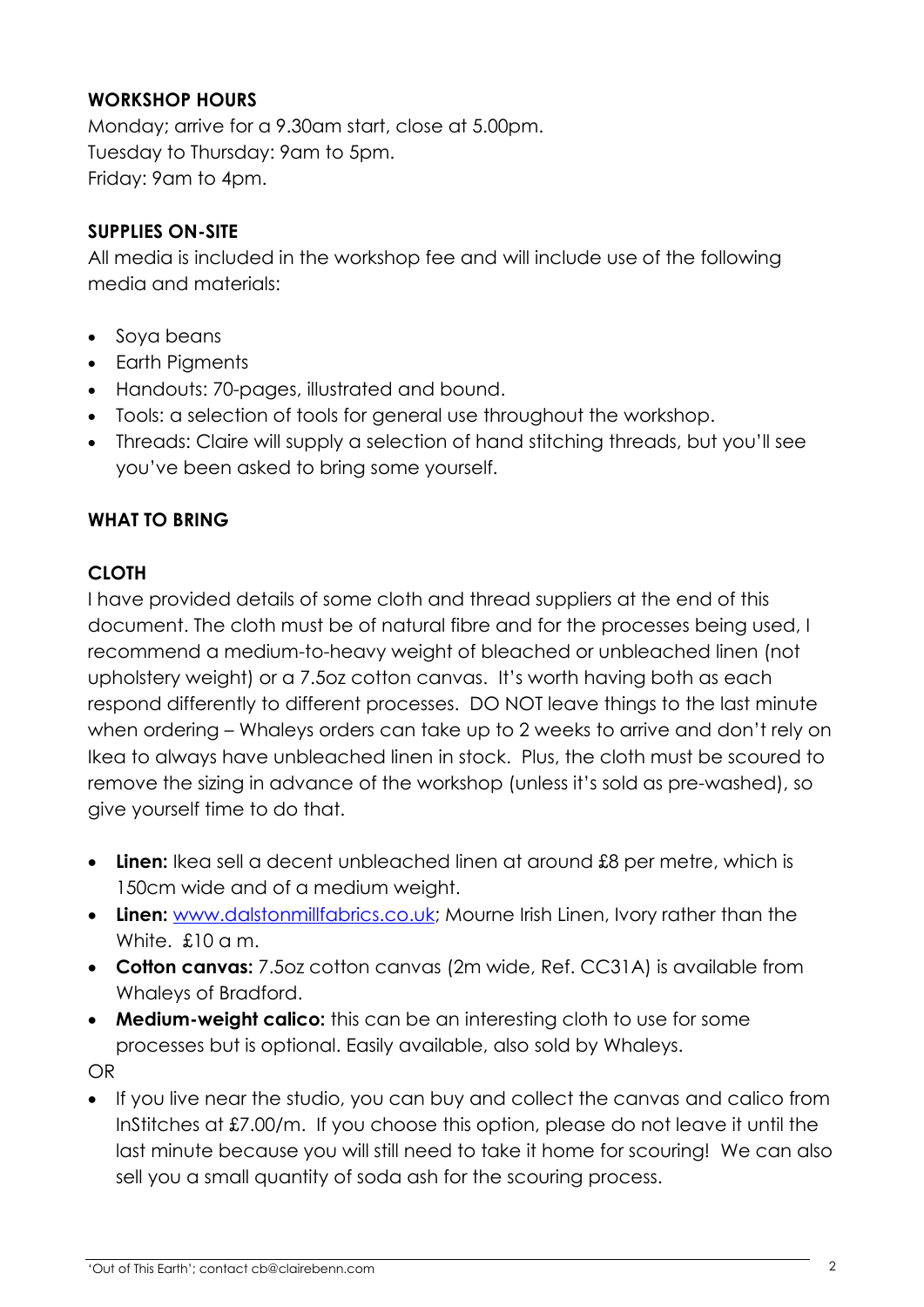## WORKSHOP HOURS

Monday; arrive for a 9.30am start, close at 5.00pm.
Tuesday to Thursday: 9am to 5pm.
Friday: 9am to 4pm.

## SUPPLIES ON-SITE

All media is included in the workshop fee and will include use of the following media and materials:

- Soya beans
- Earth Pigments
- Handouts: 70-pages, illustrated and bound.
- Tools: a selection of tools for general use throughout the workshop.
- Threads: Claire will supply a selection of hand stitching threads, but you'll see you've been asked to bring some yourself.

## WHAT TO BRING

### CLOTH

I have provided details of some cloth and thread suppliers at the end of this document. The cloth must be of natural fibre and for the processes being used, I recommend a medium-to-heavy weight of bleached or unbleached linen (not upholstery weight) or a 7.5oz cotton canvas. It's worth having both as each respond differently to different processes. DO NOT leave things to the last minute when ordering – Whaleys orders can take up to 2 weeks to arrive and don't rely on Ikea to always have unbleached linen in stock. Plus, the cloth must be scoured to remove the sizing in advance of the workshop (unless it's sold as pre-washed), so give yourself time to do that.

- **Linen:** Ikea sell a decent unbleached linen at around £8 per metre, which is 150cm wide and of a medium weight.
- **Linen:** [www.dalstonmillfabrics.co.uk](http://www.dalstonmillfabrics.co.uk); Mourne Irish Linen, Ivory rather than the White. £10 a m.
- **Cotton canvas:** 7.5oz cotton canvas (2m wide, Ref. CC31A) is available from Whaleys of Bradford.
- **Medium-weight calico:** this can be an interesting cloth to use for some processes but is optional. Easily available, also sold by Whaleys.

OR

- If you live near the studio, you can buy and collect the canvas and calico from InStitches at £7.00/m. If you choose this option, please do not leave it until the last minute because you will still need to take it home for scouring! We can also sell you a small quantity of soda ash for the scouring process.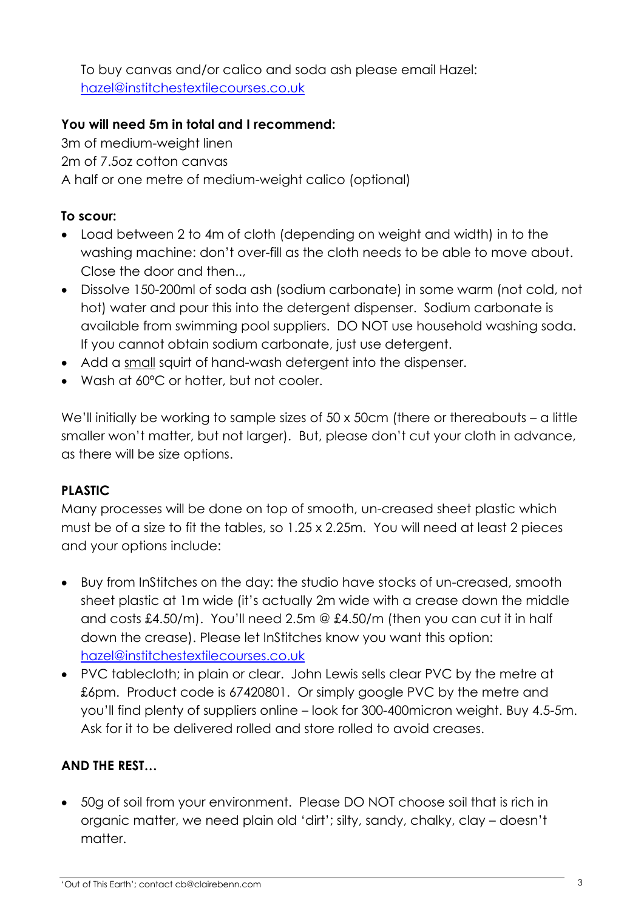To buy canvas and/or calico and soda ash please email Hazel: hazel@institchestextilecourses.co.uk

**You will need 5m in total and I recommend:**

3m of medium-weight linen
2m of 7.5oz cotton canvas
A half or one metre of medium-weight calico (optional)

**To scour:**

- Load between 2 to 4m of cloth (depending on weight and width) in to the washing machine: don't over-fill as the cloth needs to be able to move about. Close the door and then..,
- Dissolve 150-200ml of soda ash (sodium carbonate) in some warm (not cold, not hot) water and pour this into the detergent dispenser. Sodium carbonate is available from swimming pool suppliers. DO NOT use household washing soda. If you cannot obtain sodium carbonate, just use detergent.
- Add a <u>small</u> squirt of hand-wash detergent into the dispenser.
- Wash at 60°C or hotter, but not cooler.

We'll initially be working to sample sizes of 50 x 50cm (there or thereabouts – a little smaller won't matter, but not larger). But, please don't cut your cloth in advance, as there will be size options.

**PLASTIC**

Many processes will be done on top of smooth, un-creased sheet plastic which must be of a size to fit the tables, so 1.25 x 2.25m. You will need at least 2 pieces and your options include:

- Buy from InStitches on the day: the studio have stocks of un-creased, smooth sheet plastic at 1m wide (it's actually 2m wide with a crease down the middle and costs £4.50/m). You'll need 2.5m @ £4.50/m (then you can cut it in half down the crease). Please let InStitches know you want this option: hazel@institchestextilecourses.co.uk
- PVC tablecloth; in plain or clear. John Lewis sells clear PVC by the metre at £6pm. Product code is 67420801. Or simply google PVC by the metre and you'll find plenty of suppliers online – look for 300-400micron weight. Buy 4.5-5m. Ask for it to be delivered rolled and store rolled to avoid creases.

**AND THE REST…**

- 50g of soil from your environment. Please DO NOT choose soil that is rich in organic matter, we need plain old 'dirt'; silty, sandy, chalky, clay – doesn't matter.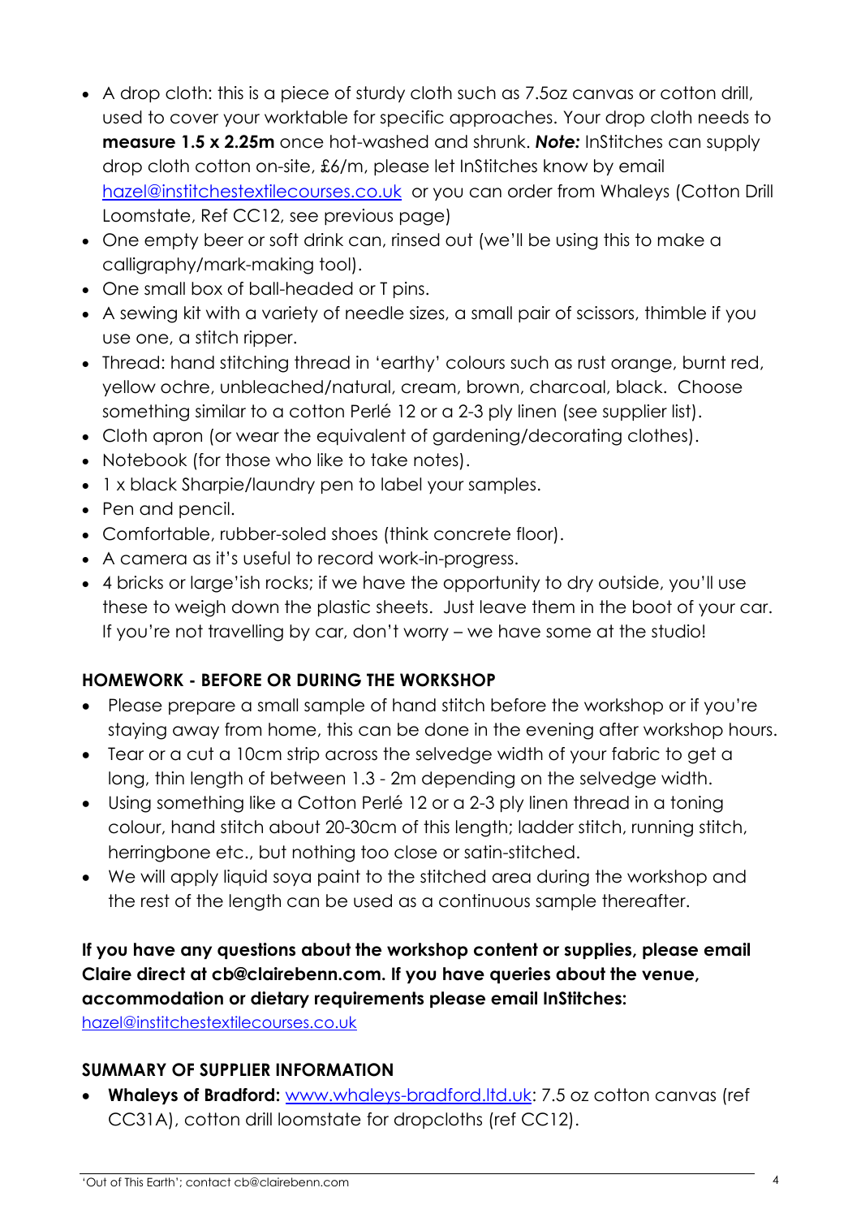- A drop cloth: this is a piece of sturdy cloth such as 7.5oz canvas or cotton drill, used to cover your worktable for specific approaches. Your drop cloth needs to **measure 1.5 x 2.25m** once hot-washed and shrunk. ***Note:*** InStitches can supply drop cloth cotton on-site, £6/m, please let InStitches know by email hazel@institchestextilecourses.co.uk or you can order from Whaleys (Cotton Drill Loomstate, Ref CC12, see previous page)
- One empty beer or soft drink can, rinsed out (we'll be using this to make a calligraphy/mark-making tool).
- One small box of ball-headed or T pins.
- A sewing kit with a variety of needle sizes, a small pair of scissors, thimble if you use one, a stitch ripper.
- Thread: hand stitching thread in 'earthy' colours such as rust orange, burnt red, yellow ochre, unbleached/natural, cream, brown, charcoal, black. Choose something similar to a cotton Perlé 12 or a 2-3 ply linen (see supplier list).
- Cloth apron (or wear the equivalent of gardening/decorating clothes).
- Notebook (for those who like to take notes).
- 1 x black Sharpie/laundry pen to label your samples.
- Pen and pencil.
- Comfortable, rubber-soled shoes (think concrete floor).
- A camera as it's useful to record work-in-progress.
- 4 bricks or large'ish rocks; if we have the opportunity to dry outside, you'll use these to weigh down the plastic sheets. Just leave them in the boot of your car. If you're not travelling by car, don't worry – we have some at the studio!

## HOMEWORK - BEFORE OR DURING THE WORKSHOP

- Please prepare a small sample of hand stitch before the workshop or if you're staying away from home, this can be done in the evening after workshop hours.
- Tear or a cut a 10cm strip across the selvedge width of your fabric to get a long, thin length of between 1.3 - 2m depending on the selvedge width.
- Using something like a Cotton Perlé 12 or a 2-3 ply linen thread in a toning colour, hand stitch about 20-30cm of this length; ladder stitch, running stitch, herringbone etc., but nothing too close or satin-stitched.
- We will apply liquid soya paint to the stitched area during the workshop and the rest of the length can be used as a continuous sample thereafter.

**If you have any questions about the workshop content or supplies, please email Claire direct at cb@clairebenn.com. If you have queries about the venue, accommodation or dietary requirements please email InStitches:** hazel@institchestextilecourses.co.uk

## SUMMARY OF SUPPLIER INFORMATION

- **Whaleys of Bradford:** www.whaleys-bradford.ltd.uk: 7.5 oz cotton canvas (ref CC31A), cotton drill loomstate for dropcloths (ref CC12).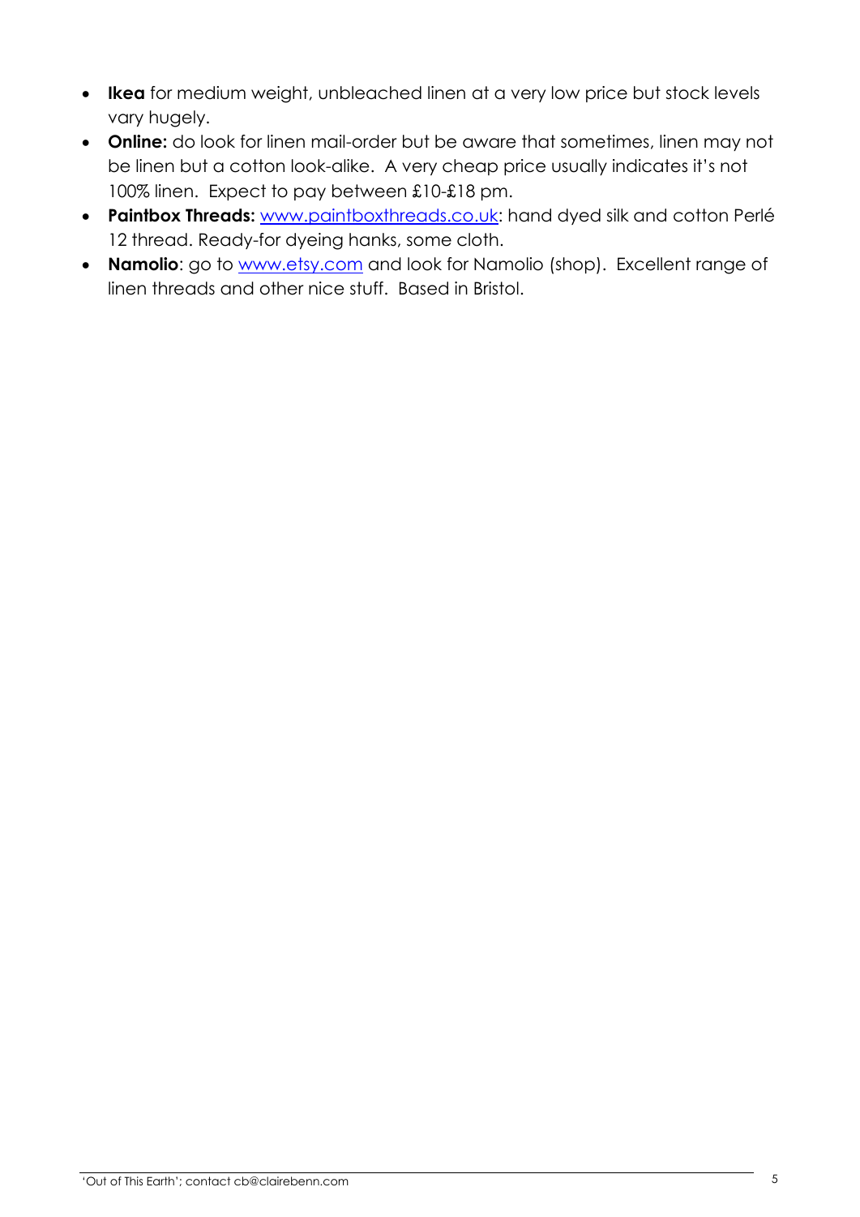- **Ikea** for medium weight, unbleached linen at a very low price but stock levels vary hugely.
- **Online:** do look for linen mail-order but be aware that sometimes, linen may not be linen but a cotton look-alike. A very cheap price usually indicates it's not 100% linen. Expect to pay between £10-£18 pm.
- **Paintbox Threads:** www.paintboxthreads.co.uk: hand dyed silk and cotton Perlé 12 thread. Ready-for dyeing hanks, some cloth.
- **Namolio**: go to www.etsy.com and look for Namolio (shop). Excellent range of linen threads and other nice stuff. Based in Bristol.